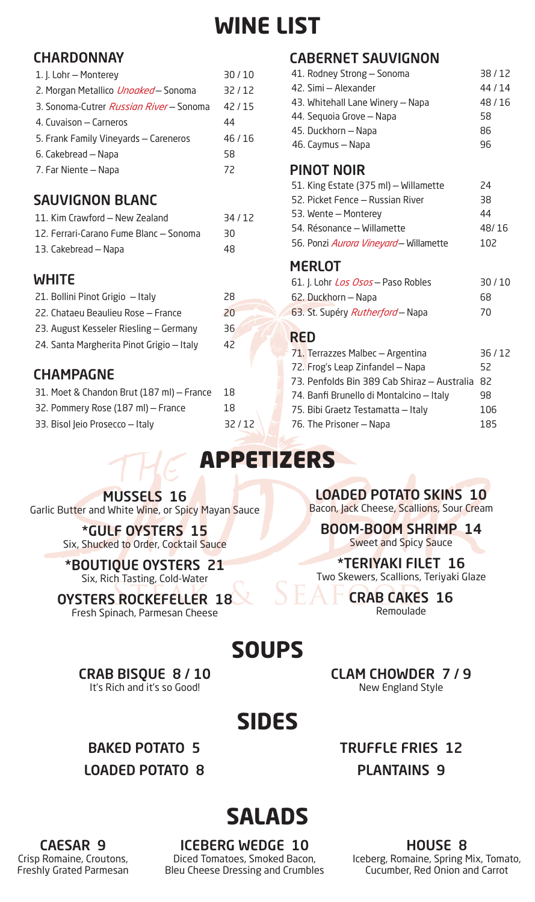# WINE LIST

## CHARDONNAY

| | |
|---|---|
| 1. J. Lohr – Monterey | 30 / 10 |
| 2. Morgan Metallico *Unoaked* – Sonoma | 32 / 12 |
| 3. Sonoma-Cutrer *Russian River* – Sonoma | 42 / 15 |
| 4. Cuvaison – Carneros | 44 |
| 5. Frank Family Vineyards – Careneros | 46 / 16 |
| 6. Cakebread – Napa | 58 |
| 7. Far Niente – Napa | 72 |

## SAUVIGNON BLANC

| | |
|---|---|
| 11. Kim Crawford – New Zealand | 34 / 12 |
| 12. Ferrari-Carano Fume Blanc – Sonoma | 30 |
| 13. Cakebread – Napa | 48 |

## WHITE

| | |
|---|---|
| 21. Bollini Pinot Grigio – Italy | 28 |
| 22. Chataeu Beaulieu Rose – France | 20 |
| 23. August Kesseler Riesling – Germany | 36 |
| 24. Santa Margherita Pinot Grigio – Italy | 42 |

## CHAMPAGNE

| | |
|---|---|
| 31. Moet & Chandon Brut (187 ml) – France | 18 |
| 32. Pommery Rose (187 ml) – France | 18 |
| 33. Bisol Jeio Prosecco – Italy | 32 / 12 |

## CABERNET SAUVIGNON

| | |
|---|---|
| 41. Rodney Strong – Sonoma | 38 / 12 |
| 42. Simi – Alexander | 44 / 14 |
| 43. Whitehall Lane Winery – Napa | 48 / 16 |
| 44. Sequoia Grove – Napa | 58 |
| 45. Duckhorn – Napa | 86 |
| 46. Caymus – Napa | 96 |

## PINOT NOIR

| | |
|---|---|
| 51. King Estate (375 ml) – Willamette | 24 |
| 52. Picket Fence – Russian River | 38 |
| 53. Wente – Monterey | 44 |
| 54. Résonance – Willamette | 48/ 16 |
| 56. Ponzi *Aurora Vineyard* – Willamette | 102 |

## MERLOT

| | |
|---|---|
| 61. J. Lohr *Los Osos* – Paso Robles | 30 / 10 |
| 62. Duckhorn – Napa | 68 |
| 63. St. Supéry *Rutherford* – Napa | 70 |

## RED

| | |
|---|---|
| 71. Terrazzes Malbec – Argentina | 36 / 12 |
| 72. Frog's Leap Zinfandel – Napa | 52 |
| 73. Penfolds Bin 389 Cab Shiraz – Australia | 82 |
| 74. Banfi Brunello di Montalcino – Italy | 98 |
| 75. Bibi Graetz Testamatta – Italy | 106 |
| 76. The Prisoner – Napa | 185 |

# APPETIZERS

**MUSSELS 16**
Garlic Butter and White Wine, or Spicy Mayan Sauce

***GULF OYSTERS 15**
Six, Shucked to Order, Cocktail Sauce

***BOUTIQUE OYSTERS 21**
Six, Rich Tasting, Cold-Water

**OYSTERS ROCKEFELLER 18**
Fresh Spinach, Parmesan Cheese

**LOADED POTATO SKINS 10**
Bacon, Jack Cheese, Scallions, Sour Cream

**BOOM-BOOM SHRIMP 14**
Sweet and Spicy Sauce

***TERIYAKI FILET 16**
Two Skewers, Scallions, Teriyaki Glaze

**CRAB CAKES 16**
Remoulade

# SOUPS

**CRAB BISQUE 8 / 10**
It's Rich and it's so Good!

**CLAM CHOWDER 7 / 9**
New England Style

# SIDES

**BAKED POTATO 5**

**LOADED POTATO 8**

**TRUFFLE FRIES 12**

**PLANTAINS 9**

# SALADS

**CAESAR 9**
Crisp Romaine, Croutons, Freshly Grated Parmesan

**ICEBERG WEDGE 10**
Diced Tomatoes, Smoked Bacon, Bleu Cheese Dressing and Crumbles

**HOUSE 8**
Iceberg, Romaine, Spring Mix, Tomato, Cucumber, Red Onion and Carrot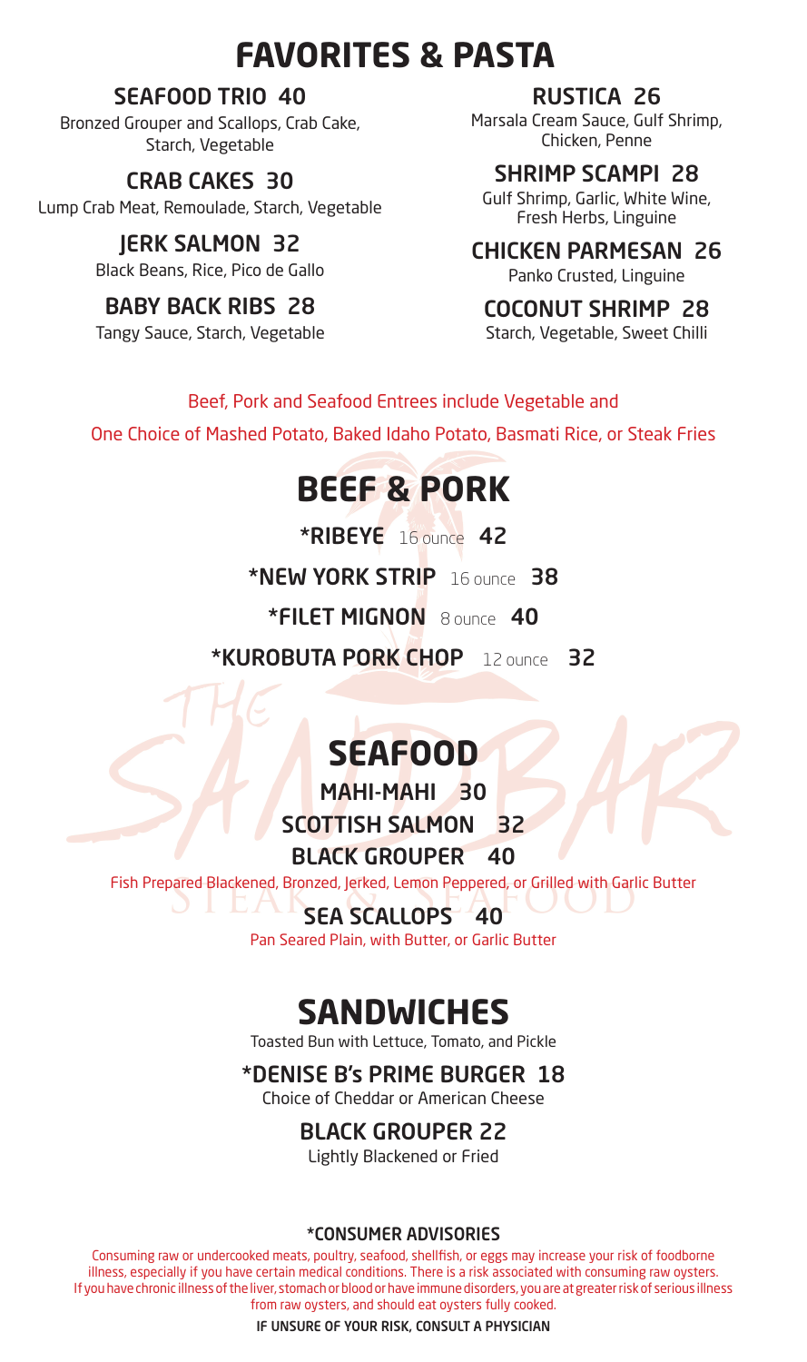# FAVORITES & PASTA

### SEAFOOD TRIO 40
Bronzed Grouper and Scallops, Crab Cake, Starch, Vegetable

### CRAB CAKES 30
Lump Crab Meat, Remoulade, Starch, Vegetable

### JERK SALMON 32
Black Beans, Rice, Pico de Gallo

### BABY BACK RIBS 28
Tangy Sauce, Starch, Vegetable

### RUSTICA 26
Marsala Cream Sauce, Gulf Shrimp, Chicken, Penne

### SHRIMP SCAMPI 28
Gulf Shrimp, Garlic, White Wine, Fresh Herbs, Linguine

### CHICKEN PARMESAN 26
Panko Crusted, Linguine

### COCONUT SHRIMP 28
Starch, Vegetable, Sweet Chilli

Beef, Pork and Seafood Entrees include Vegetable and
One Choice of Mashed Potato, Baked Idaho Potato, Basmati Rice, or Steak Fries

# BEEF & PORK

**\*RIBEYE** 16 ounce **42**

**\*NEW YORK STRIP** 16 ounce **38**

**\*FILET MIGNON** 8 ounce **40**

**\*KUROBUTA PORK CHOP** 12 ounce **32**

# SEAFOOD

**MAHI-MAHI 30**

**SCOTTISH SALMON 32**

**BLACK GROUPER 40**

Fish Prepared Blackened, Bronzed, Jerked, Lemon Peppered, or Grilled with Garlic Butter

**SEA SCALLOPS 40**

Pan Seared Plain, with Butter, or Garlic Butter

# SANDWICHES

Toasted Bun with Lettuce, Tomato, and Pickle

### \*DENISE B's PRIME BURGER 18
Choice of Cheddar or American Cheese

### BLACK GROUPER 22
Lightly Blackened or Fried

#### \*CONSUMER ADVISORIES

Consuming raw or undercooked meats, poultry, seafood, shellfish, or eggs may increase your risk of foodborne illness, especially if you have certain medical conditions. There is a risk associated with consuming raw oysters. If you have chronic illness of the liver, stomach or blood or have immune disorders, you are at greater risk of serious illness from raw oysters, and should eat oysters fully cooked.

IF UNSURE OF YOUR RISK, CONSULT A PHYSICIAN